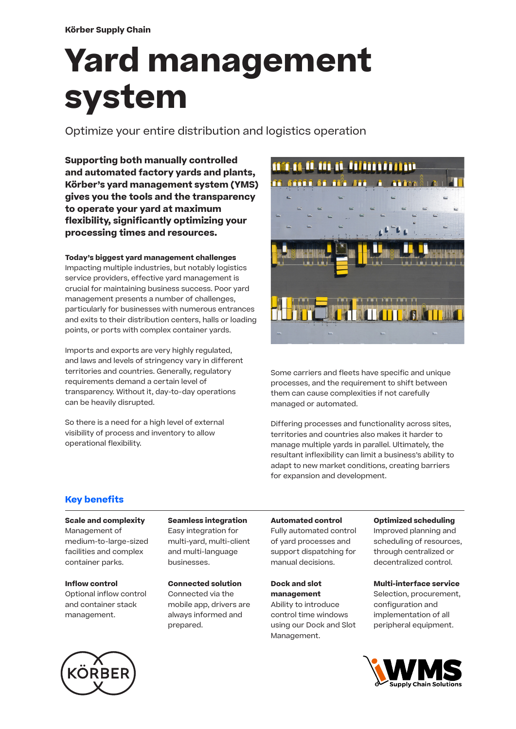**Körber Supply Chain**

# Yard management system

Optimize your entire distribution and logistics operation

**Supporting both manually controlled and automated factory yards and plants, Körber's yard management system (YMS) gives you the tools and the transparency to operate your yard at maximum flexibility, significantly optimizing your processing times and resources.**

### Today's biggest yard management challenges

Impacting multiple industries, but notably logistics service providers, effective yard management is crucial for maintaining business success. Poor yard management presents a number of challenges, particularly for businesses with numerous entrances and exits to their distribution centers, halls or loading points, or ports with complex container yards.

Imports and exports are very highly regulated, and laws and levels of stringency vary in different territories and countries. Generally, regulatory requirements demand a certain level of transparency. Without it, day-to-day operations can be heavily disrupted.

So there is a need for a high level of external visibility of process and inventory to allow operational flexibility.

Some carriers and fleets have specific and unique processes, and the requirement to shift between them can cause complexities if not carefully managed or automated.

Differing processes and functionality across sites, territories and countries also makes it harder to manage multiple yards in parallel. Ultimately, the resultant inflexibility can limit a business's ability to adapt to new market conditions, creating barriers for expansion and development.

## Key benefits

**Scale and complexity**
Management of medium-to-large-sized facilities and complex container parks.

**Seamless integration**
Easy integration for multi-yard, multi-client and multi-language businesses.

**Automated control**
Fully automated control of yard processes and support dispatching for manual decisions.

**Optimized scheduling**
Improved planning and scheduling of resources, through centralized or decentralized control.

**Inflow control**
Optional inflow control and container stack management.

**Connected solution**
Connected via the mobile app, drivers are always informed and prepared.

**Dock and slot management**
Ability to introduce control time windows using our Dock and Slot Management.

**Multi-interface service**
Selection, procurement, configuration and implementation of all peripheral equipment.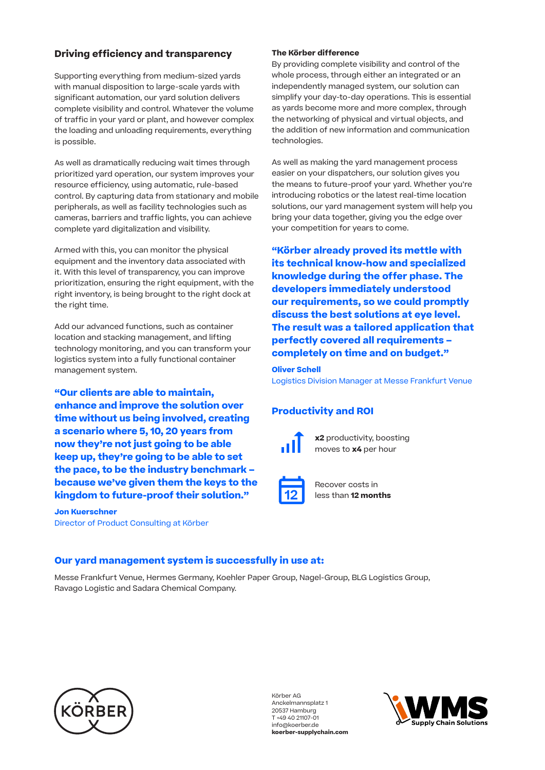## Driving efficiency and transparency

Supporting everything from medium-sized yards with manual disposition to large-scale yards with significant automation, our yard solution delivers complete visibility and control. Whatever the volume of traffic in your yard or plant, and however complex the loading and unloading requirements, everything is possible.

As well as dramatically reducing wait times through prioritized yard operation, our system improves your resource efficiency, using automatic, rule-based control. By capturing data from stationary and mobile peripherals, as well as facility technologies such as cameras, barriers and traffic lights, you can achieve complete yard digitalization and visibility.

Armed with this, you can monitor the physical equipment and the inventory data associated with it. With this level of transparency, you can improve prioritization, ensuring the right equipment, with the right inventory, is being brought to the right dock at the right time.

Add our advanced functions, such as container location and stacking management, and lifting technology monitoring, and you can transform your logistics system into a fully functional container management system.

**"Our clients are able to maintain, enhance and improve the solution over time without us being involved, creating a scenario where 5, 10, 20 years from now they're not just going to be able keep up, they're going to be able to set the pace, to be the industry benchmark – because we've given them the keys to the kingdom to future-proof their solution."**

**Jon Kuerschner**
Director of Product Consulting at Körber

### The Körber difference

By providing complete visibility and control of the whole process, through either an integrated or an independently managed system, our solution can simplify your day-to-day operations. This is essential as yards become more and more complex, through the networking of physical and virtual objects, and the addition of new information and communication technologies.

As well as making the yard management process easier on your dispatchers, our solution gives you the means to future-proof your yard. Whether you're introducing robotics or the latest real-time location solutions, our yard management system will help you bring your data together, giving you the edge over your competition for years to come.

**"Körber already proved its mettle with its technical know-how and specialized knowledge during the offer phase. The developers immediately understood our requirements, so we could promptly discuss the best solutions at eye level. The result was a tailored application that perfectly covered all requirements – completely on time and on budget."**

**Oliver Schell**
Logistics Division Manager at Messe Frankfurt Venue

## Productivity and ROI

**x2** productivity, boosting moves to **x4** per hour

12

Recover costs in less than **12 months**

## Our yard management system is successfully in use at:

Messe Frankfurt Venue, Hermes Germany, Koehler Paper Group, Nagel-Group, BLG Logistics Group, Ravago Logistic and Sadara Chemical Company.

KÖRBER

Körber AG
Anckelmannsplatz 1
20537 Hamburg
T +49 40 21107-01
info@koerber.de
**koerber-supplychain.com**

iWMS Supply Chain Solutions